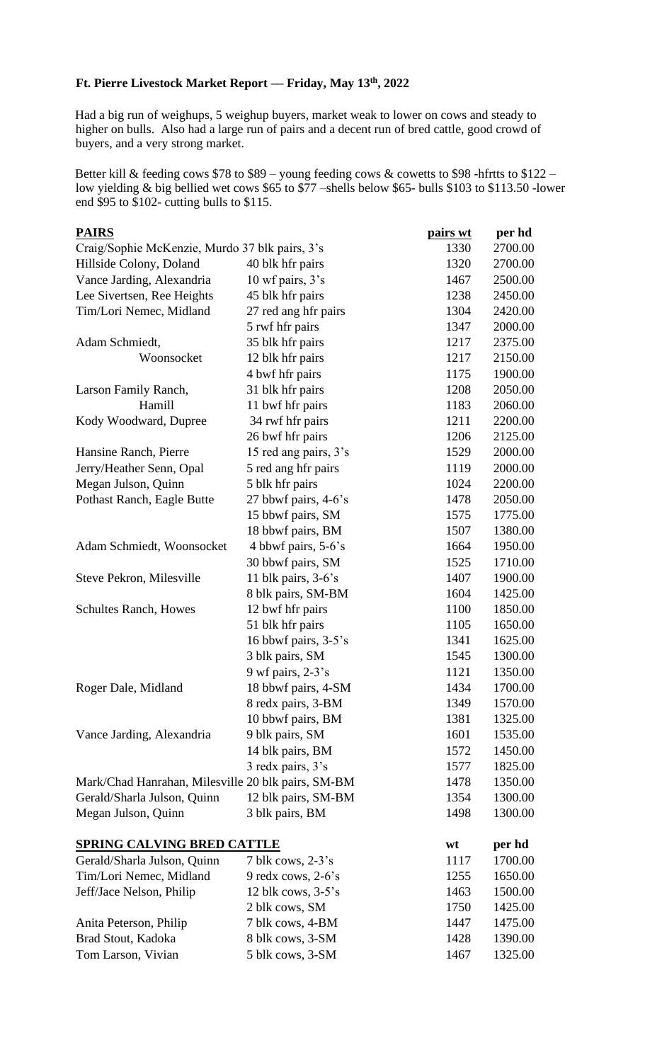## Ft. Pierre Livestock Market Report — Friday, May 13th, 2022

Had a big run of weighups, 5 weighup buyers, market weak to lower on cows and steady to higher on bulls. Also had a large run of pairs and a decent run of bred cattle, good crowd of buyers, and a very strong market.

Better kill & feeding cows $78 to $89 – young feeding cows & cowetts to $98 -hfrtts to $122 – low yielding & big bellied wet cows $65 to $77 –shells below $65- bulls $103 to $113.50 -lower end $95 to $102- cutting bulls to $115.

| **PAIRS** | | **pairs wt** | **per hd** |
|---|---|---|---|
| Craig/Sophie McKenzie, Murdo | 37 blk pairs, 3's | 1330 | 2700.00 |
| Hillside Colony, Doland | 40 blk hfr pairs | 1320 | 2700.00 |
| Vance Jarding, Alexandria | 10 wf pairs, 3's | 1467 | 2500.00 |
| Lee Sivertsen, Ree Heights | 45 blk hfr pairs | 1238 | 2450.00 |
| Tim/Lori Nemec, Midland | 27 red ang hfr pairs | 1304 | 2420.00 |
| | 5 rwf hfr pairs | 1347 | 2000.00 |
| Adam Schmiedt, Woonsocket | 35 blk hfr pairs | 1217 | 2375.00 |
| | 12 blk hfr pairs | 1217 | 2150.00 |
| | 4 bwf hfr pairs | 1175 | 1900.00 |
| Larson Family Ranch, Hamill | 31 blk hfr pairs | 1208 | 2050.00 |
| | 11 bwf hfr pairs | 1183 | 2060.00 |
| Kody Woodward, Dupree | 34 rwf hfr pairs | 1211 | 2200.00 |
| | 26 bwf hfr pairs | 1206 | 2125.00 |
| Hansine Ranch, Pierre | 15 red ang pairs, 3's | 1529 | 2000.00 |
| Jerry/Heather Senn, Opal | 5 red ang hfr pairs | 1119 | 2000.00 |
| Megan Julson, Quinn | 5 blk hfr pairs | 1024 | 2200.00 |
| Pothast Ranch, Eagle Butte | 27 bbwf pairs, 4-6's | 1478 | 2050.00 |
| | 15 bbwf pairs, SM | 1575 | 1775.00 |
| | 18 bbwf pairs, BM | 1507 | 1380.00 |
| Adam Schmiedt, Woonsocket | 4 bbwf pairs, 5-6's | 1664 | 1950.00 |
| | 30 bbwf pairs, SM | 1525 | 1710.00 |
| Steve Pekron, Milesville | 11 blk pairs, 3-6's | 1407 | 1900.00 |
| | 8 blk pairs, SM-BM | 1604 | 1425.00 |
| Schultes Ranch, Howes | 12 bwf hfr pairs | 1100 | 1850.00 |
| | 51 blk hfr pairs | 1105 | 1650.00 |
| | 16 bbwf pairs, 3-5's | 1341 | 1625.00 |
| | 3 blk pairs, SM | 1545 | 1300.00 |
| | 9 wf pairs, 2-3's | 1121 | 1350.00 |
| Roger Dale, Midland | 18 bbwf pairs, 4-SM | 1434 | 1700.00 |
| | 8 redx pairs, 3-BM | 1349 | 1570.00 |
| | 10 bbwf pairs, BM | 1381 | 1325.00 |
| Vance Jarding, Alexandria | 9 blk pairs, SM | 1601 | 1535.00 |
| | 14 blk pairs, BM | 1572 | 1450.00 |
| | 3 redx pairs, 3's | 1577 | 1825.00 |
| Mark/Chad Hanrahan, Milesville | 20 blk pairs, SM-BM | 1478 | 1350.00 |
| Gerald/Sharla Julson, Quinn | 12 blk pairs, SM-BM | 1354 | 1300.00 |
| Megan Julson, Quinn | 3 blk pairs, BM | 1498 | 1300.00 |

| **SPRING CALVING BRED CATTLE** | | **wt** | **per hd** |
|---|---|---|---|
| Gerald/Sharla Julson, Quinn | 7 blk cows, 2-3's | 1117 | 1700.00 |
| Tim/Lori Nemec, Midland | 9 redx cows, 2-6's | 1255 | 1650.00 |
| Jeff/Jace Nelson, Philip | 12 blk cows, 3-5's | 1463 | 1500.00 |
| | 2 blk cows, SM | 1750 | 1425.00 |
| Anita Peterson, Philip | 7 blk cows, 4-BM | 1447 | 1475.00 |
| Brad Stout, Kadoka | 8 blk cows, 3-SM | 1428 | 1390.00 |
| Tom Larson, Vivian | 5 blk cows, 3-SM | 1467 | 1325.00 |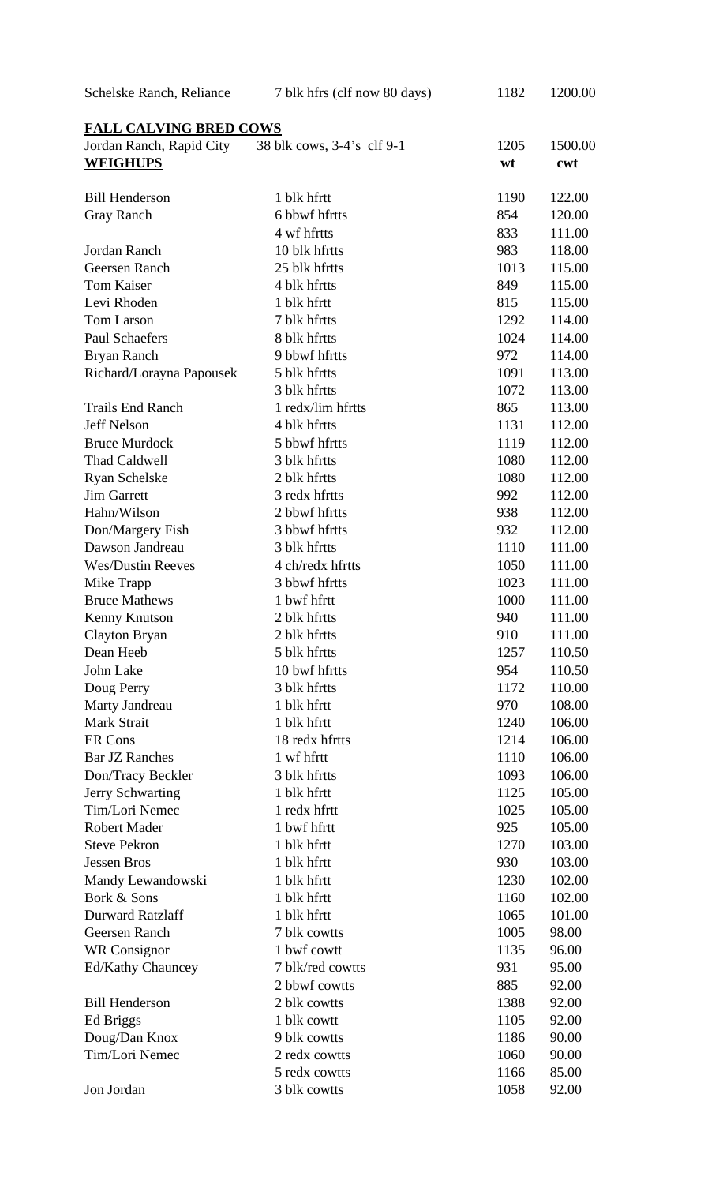| | | | |
|---|---|---|---|
| Schelske Ranch, Reliance | 7 blk hfrs (clf now 80 days) | 1182 | 1200.00 |

**FALL CALVING BRED COWS**

| | | | |
|---|---|---|---|
| Jordan Ranch, Rapid City | 38 blk cows, 3-4's clf 9-1 | 1205 | 1500.00 |

| **WEIGHUPS** | | wt | cwt |
|---|---|---|---|
| Bill Henderson | 1 blk hfrtt | 1190 | 122.00 |
| Gray Ranch | 6 bbwf hfrtts | 854 | 120.00 |
| | 4 wf hfrtts | 833 | 111.00 |
| Jordan Ranch | 10 blk hfrtts | 983 | 118.00 |
| Geersen Ranch | 25 blk hfrtts | 1013 | 115.00 |
| Tom Kaiser | 4 blk hfrtts | 849 | 115.00 |
| Levi Rhoden | 1 blk hfrtt | 815 | 115.00 |
| Tom Larson | 7 blk hfrtts | 1292 | 114.00 |
| Paul Schaefers | 8 blk hfrtts | 1024 | 114.00 |
| Bryan Ranch | 9 bbwf hfrtts | 972 | 114.00 |
| Richard/Lorayna Papousek | 5 blk hfrtts | 1091 | 113.00 |
| | 3 blk hfrtts | 1072 | 113.00 |
| Trails End Ranch | 1 redx/lim hfrtts | 865 | 113.00 |
| Jeff Nelson | 4 blk hfrtts | 1131 | 112.00 |
| Bruce Murdock | 5 bbwf hfrtts | 1119 | 112.00 |
| Thad Caldwell | 3 blk hfrtts | 1080 | 112.00 |
| Ryan Schelske | 2 blk hfrtts | 1080 | 112.00 |
| Jim Garrett | 3 redx hfrtts | 992 | 112.00 |
| Hahn/Wilson | 2 bbwf hfrtts | 938 | 112.00 |
| Don/Margery Fish | 3 bbwf hfrtts | 932 | 112.00 |
| Dawson Jandreau | 3 blk hfrtts | 1110 | 111.00 |
| Wes/Dustin Reeves | 4 ch/redx hfrtts | 1050 | 111.00 |
| Mike Trapp | 3 bbwf hfrtts | 1023 | 111.00 |
| Bruce Mathews | 1 bwf hfrtt | 1000 | 111.00 |
| Kenny Knutson | 2 blk hfrtts | 940 | 111.00 |
| Clayton Bryan | 2 blk hfrtts | 910 | 111.00 |
| Dean Heeb | 5 blk hfrtts | 1257 | 110.50 |
| John Lake | 10 bwf hfrtts | 954 | 110.50 |
| Doug Perry | 3 blk hfrtts | 1172 | 110.00 |
| Marty Jandreau | 1 blk hfrtt | 970 | 108.00 |
| Mark Strait | 1 blk hfrtt | 1240 | 106.00 |
| ER Cons | 18 redx hfrtts | 1214 | 106.00 |
| Bar JZ Ranches | 1 wf hfrtt | 1110 | 106.00 |
| Don/Tracy Beckler | 3 blk hfrtts | 1093 | 106.00 |
| Jerry Schwarting | 1 blk hfrtt | 1125 | 105.00 |
| Tim/Lori Nemec | 1 redx hfrtt | 1025 | 105.00 |
| Robert Mader | 1 bwf hfrtt | 925 | 105.00 |
| Steve Pekron | 1 blk hfrtt | 1270 | 103.00 |
| Jessen Bros | 1 blk hfrtt | 930 | 103.00 |
| Mandy Lewandowski | 1 blk hfrtt | 1230 | 102.00 |
| Bork & Sons | 1 blk hfrtt | 1160 | 102.00 |
| Durward Ratzlaff | 1 blk hfrtt | 1065 | 101.00 |
| Geersen Ranch | 7 blk cowtts | 1005 | 98.00 |
| WR Consignor | 1 bwf cowtt | 1135 | 96.00 |
| Ed/Kathy Chauncey | 7 blk/red cowtts | 931 | 95.00 |
| | 2 bbwf cowtts | 885 | 92.00 |
| Bill Henderson | 2 blk cowtts | 1388 | 92.00 |
| Ed Briggs | 1 blk cowtt | 1105 | 92.00 |
| Doug/Dan Knox | 9 blk cowtts | 1186 | 90.00 |
| Tim/Lori Nemec | 2 redx cowtts | 1060 | 90.00 |
| | 5 redx cowtts | 1166 | 85.00 |
| Jon Jordan | 3 blk cowtts | 1058 | 92.00 |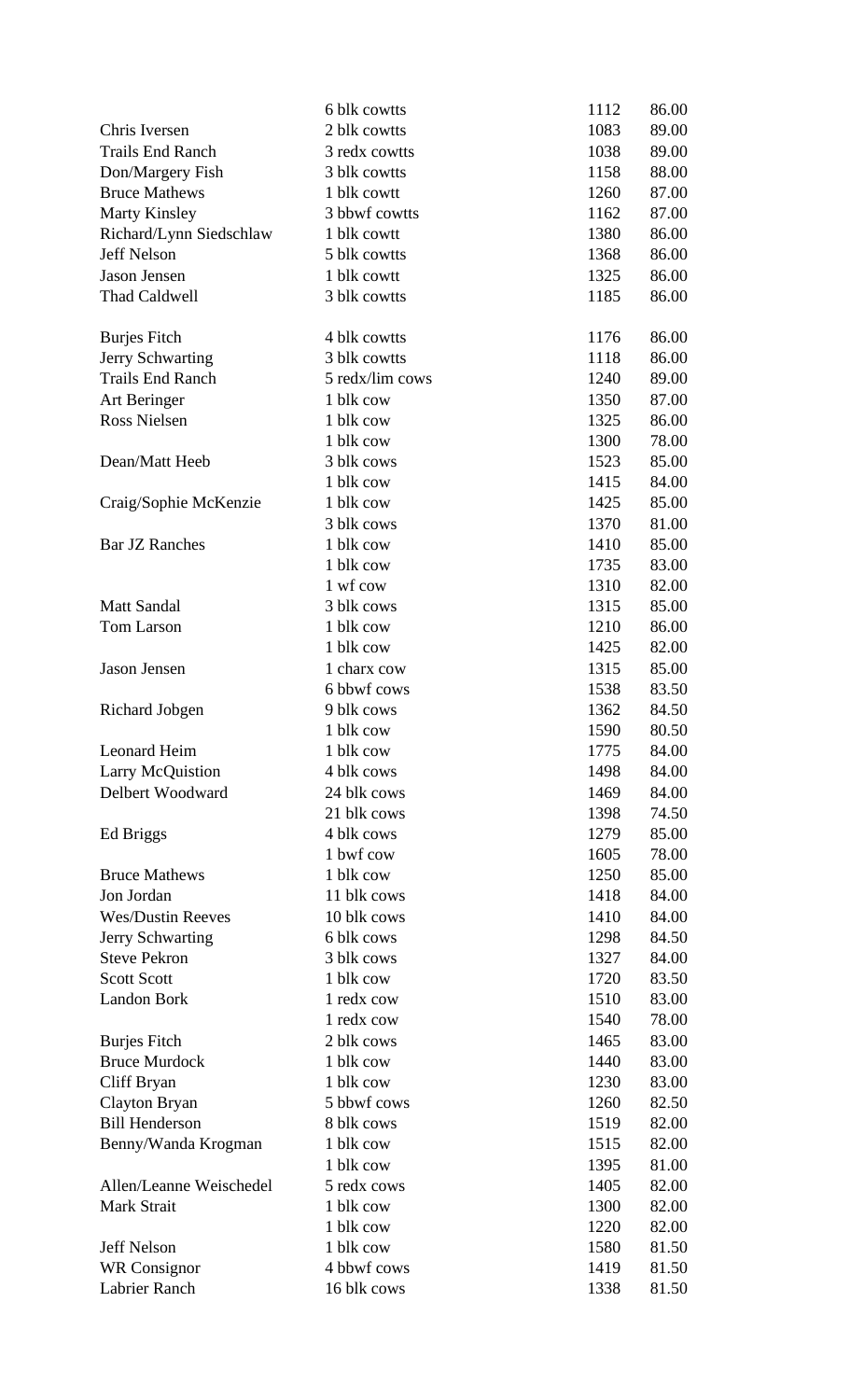| | | | |
|---|---|---|---|
| | 6 blk cowtts | 1112 | 86.00 |
| Chris Iversen | 2 blk cowtts | 1083 | 89.00 |
| Trails End Ranch | 3 redx cowtts | 1038 | 89.00 |
| Don/Margery Fish | 3 blk cowtts | 1158 | 88.00 |
| Bruce Mathews | 1 blk cowtt | 1260 | 87.00 |
| Marty Kinsley | 3 bbwf cowtts | 1162 | 87.00 |
| Richard/Lynn Siedschlaw | 1 blk cowtt | 1380 | 86.00 |
| Jeff Nelson | 5 blk cowtts | 1368 | 86.00 |
| Jason Jensen | 1 blk cowtt | 1325 | 86.00 |
| Thad Caldwell | 3 blk cowtts | 1185 | 86.00 |
| | | | |
| Burjes Fitch | 4 blk cowtts | 1176 | 86.00 |
| Jerry Schwarting | 3 blk cowtts | 1118 | 86.00 |
| Trails End Ranch | 5 redx/lim cows | 1240 | 89.00 |
| Art Beringer | 1 blk cow | 1350 | 87.00 |
| Ross Nielsen | 1 blk cow | 1325 | 86.00 |
| | 1 blk cow | 1300 | 78.00 |
| Dean/Matt Heeb | 3 blk cows | 1523 | 85.00 |
| | 1 blk cow | 1415 | 84.00 |
| Craig/Sophie McKenzie | 1 blk cow | 1425 | 85.00 |
| | 3 blk cows | 1370 | 81.00 |
| Bar JZ Ranches | 1 blk cow | 1410 | 85.00 |
| | 1 blk cow | 1735 | 83.00 |
| | 1 wf cow | 1310 | 82.00 |
| Matt Sandal | 3 blk cows | 1315 | 85.00 |
| Tom Larson | 1 blk cow | 1210 | 86.00 |
| | 1 blk cow | 1425 | 82.00 |
| Jason Jensen | 1 charx cow | 1315 | 85.00 |
| | 6 bbwf cows | 1538 | 83.50 |
| Richard Jobgen | 9 blk cows | 1362 | 84.50 |
| | 1 blk cow | 1590 | 80.50 |
| Leonard Heim | 1 blk cow | 1775 | 84.00 |
| Larry McQuistion | 4 blk cows | 1498 | 84.00 |
| Delbert Woodward | 24 blk cows | 1469 | 84.00 |
| | 21 blk cows | 1398 | 74.50 |
| Ed Briggs | 4 blk cows | 1279 | 85.00 |
| | 1 bwf cow | 1605 | 78.00 |
| Bruce Mathews | 1 blk cow | 1250 | 85.00 |
| Jon Jordan | 11 blk cows | 1418 | 84.00 |
| Wes/Dustin Reeves | 10 blk cows | 1410 | 84.00 |
| Jerry Schwarting | 6 blk cows | 1298 | 84.50 |
| Steve Pekron | 3 blk cows | 1327 | 84.00 |
| Scott Scott | 1 blk cow | 1720 | 83.50 |
| Landon Bork | 1 redx cow | 1510 | 83.00 |
| | 1 redx cow | 1540 | 78.00 |
| Burjes Fitch | 2 blk cows | 1465 | 83.00 |
| Bruce Murdock | 1 blk cow | 1440 | 83.00 |
| Cliff Bryan | 1 blk cow | 1230 | 83.00 |
| Clayton Bryan | 5 bbwf cows | 1260 | 82.50 |
| Bill Henderson | 8 blk cows | 1519 | 82.00 |
| Benny/Wanda Krogman | 1 blk cow | 1515 | 82.00 |
| | 1 blk cow | 1395 | 81.00 |
| Allen/Leanne Weischedel | 5 redx cows | 1405 | 82.00 |
| Mark Strait | 1 blk cow | 1300 | 82.00 |
| | 1 blk cow | 1220 | 82.00 |
| Jeff Nelson | 1 blk cow | 1580 | 81.50 |
| WR Consignor | 4 bbwf cows | 1419 | 81.50 |
| Labrier Ranch | 16 blk cows | 1338 | 81.50 |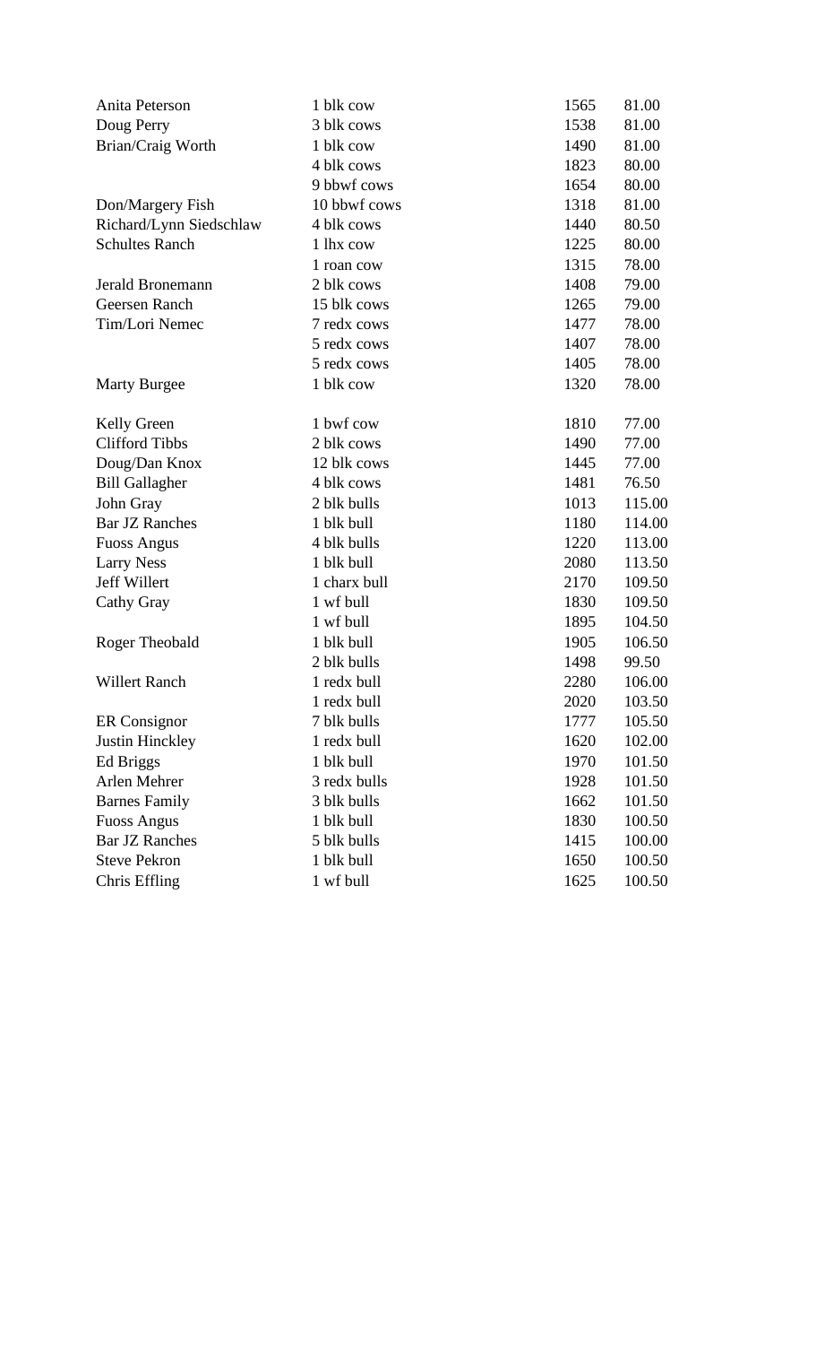| | | | |
|---|---|---|---|
| Anita Peterson | 1 blk cow | 1565 | 81.00 |
| Doug Perry | 3 blk cows | 1538 | 81.00 |
| Brian/Craig Worth | 1 blk cow | 1490 | 81.00 |
| | 4 blk cows | 1823 | 80.00 |
| | 9 bbwf cows | 1654 | 80.00 |
| Don/Margery Fish | 10 bbwf cows | 1318 | 81.00 |
| Richard/Lynn Siedschlaw | 4 blk cows | 1440 | 80.50 |
| Schultes Ranch | 1 lhx cow | 1225 | 80.00 |
| | 1 roan cow | 1315 | 78.00 |
| Jerald Bronemann | 2 blk cows | 1408 | 79.00 |
| Geersen Ranch | 15 blk cows | 1265 | 79.00 |
| Tim/Lori Nemec | 7 redx cows | 1477 | 78.00 |
| | 5 redx cows | 1407 | 78.00 |
| | 5 redx cows | 1405 | 78.00 |
| Marty Burgee | 1 blk cow | 1320 | 78.00 |
| | | | |
| Kelly Green | 1 bwf cow | 1810 | 77.00 |
| Clifford Tibbs | 2 blk cows | 1490 | 77.00 |
| Doug/Dan Knox | 12 blk cows | 1445 | 77.00 |
| Bill Gallagher | 4 blk cows | 1481 | 76.50 |
| John Gray | 2 blk bulls | 1013 | 115.00 |
| Bar JZ Ranches | 1 blk bull | 1180 | 114.00 |
| Fuoss Angus | 4 blk bulls | 1220 | 113.00 |
| Larry Ness | 1 blk bull | 2080 | 113.50 |
| Jeff Willert | 1 charx bull | 2170 | 109.50 |
| Cathy Gray | 1 wf bull | 1830 | 109.50 |
| | 1 wf bull | 1895 | 104.50 |
| Roger Theobald | 1 blk bull | 1905 | 106.50 |
| | 2 blk bulls | 1498 | 99.50 |
| Willert Ranch | 1 redx bull | 2280 | 106.00 |
| | 1 redx bull | 2020 | 103.50 |
| ER Consignor | 7 blk bulls | 1777 | 105.50 |
| Justin Hinckley | 1 redx bull | 1620 | 102.00 |
| Ed Briggs | 1 blk bull | 1970 | 101.50 |
| Arlen Mehrer | 3 redx bulls | 1928 | 101.50 |
| Barnes Family | 3 blk bulls | 1662 | 101.50 |
| Fuoss Angus | 1 blk bull | 1830 | 100.50 |
| Bar JZ Ranches | 5 blk bulls | 1415 | 100.00 |
| Steve Pekron | 1 blk bull | 1650 | 100.50 |
| Chris Effling | 1 wf bull | 1625 | 100.50 |